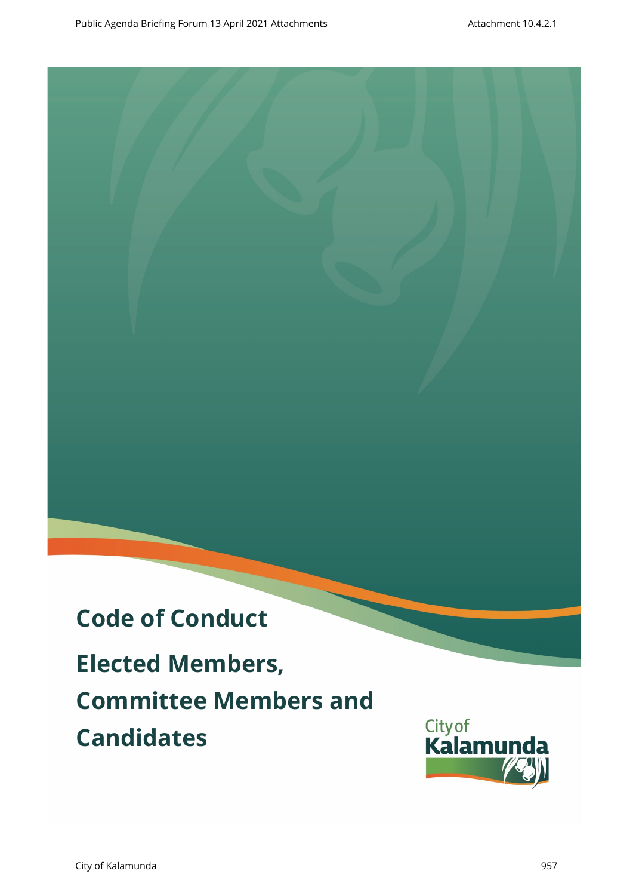# Code of Conduct

# Elected Members, Committee Members and Candidates

City of Kalamunda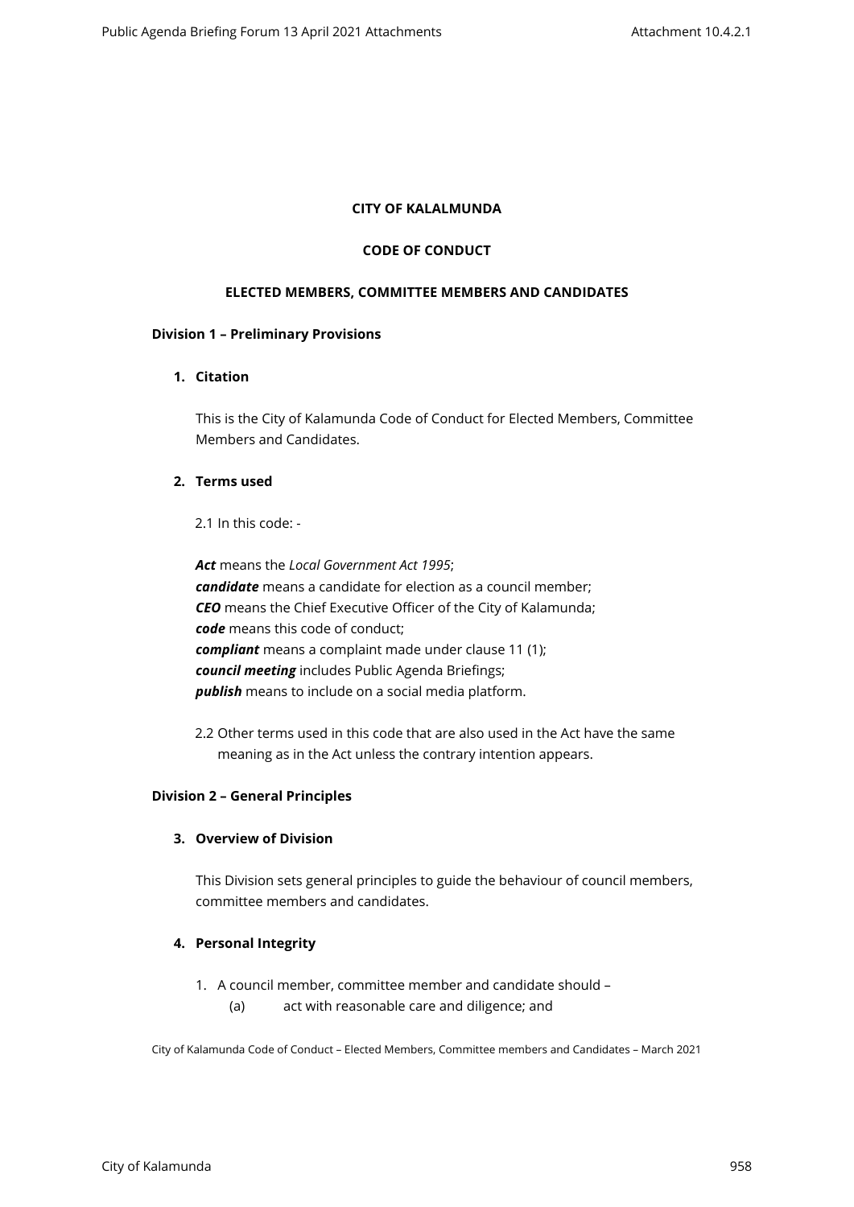**CITY OF KALALMUNDA**

**CODE OF CONDUCT**

**ELECTED MEMBERS, COMMITTEE MEMBERS AND CANDIDATES**

**Division 1 – Preliminary Provisions**

**1. Citation**

This is the City of Kalamunda Code of Conduct for Elected Members, Committee Members and Candidates.

**2. Terms used**

2.1 In this code: -

***Act*** means the *Local Government Act 1995*;
***candidate*** means a candidate for election as a council member;
***CEO*** means the Chief Executive Officer of the City of Kalamunda;
***code*** means this code of conduct;
***compliant*** means a complaint made under clause 11 (1);
***council meeting*** includes Public Agenda Briefings;
***publish*** means to include on a social media platform.

2.2 Other terms used in this code that are also used in the Act have the same meaning as in the Act unless the contrary intention appears.

**Division 2 – General Principles**

**3. Overview of Division**

This Division sets general principles to guide the behaviour of council members, committee members and candidates.

**4. Personal Integrity**

1. A council member, committee member and candidate should –
   (a) act with reasonable care and diligence; and

City of Kalamunda Code of Conduct – Elected Members, Committee members and Candidates – March 2021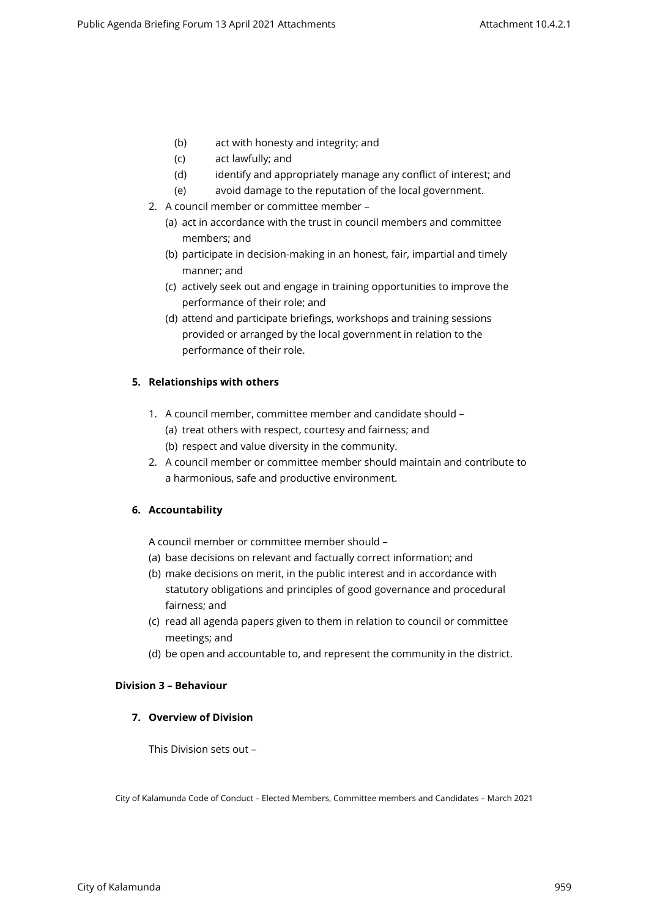(b) act with honesty and integrity; and

(c) act lawfully; and

(d) identify and appropriately manage any conflict of interest; and

(e) avoid damage to the reputation of the local government.

2. A council member or committee member –
   (a) act in accordance with the trust in council members and committee members; and
   (b) participate in decision-making in an honest, fair, impartial and timely manner; and
   (c) actively seek out and engage in training opportunities to improve the performance of their role; and
   (d) attend and participate briefings, workshops and training sessions provided or arranged by the local government in relation to the performance of their role.

**5. Relationships with others**

1. A council member, committee member and candidate should –
   (a) treat others with respect, courtesy and fairness; and
   (b) respect and value diversity in the community.
2. A council member or committee member should maintain and contribute to a harmonious, safe and productive environment.

**6. Accountability**

A council member or committee member should –

(a) base decisions on relevant and factually correct information; and

(b) make decisions on merit, in the public interest and in accordance with statutory obligations and principles of good governance and procedural fairness; and

(c) read all agenda papers given to them in relation to council or committee meetings; and

(d) be open and accountable to, and represent the community in the district.

**Division 3 – Behaviour**

**7. Overview of Division**

This Division sets out –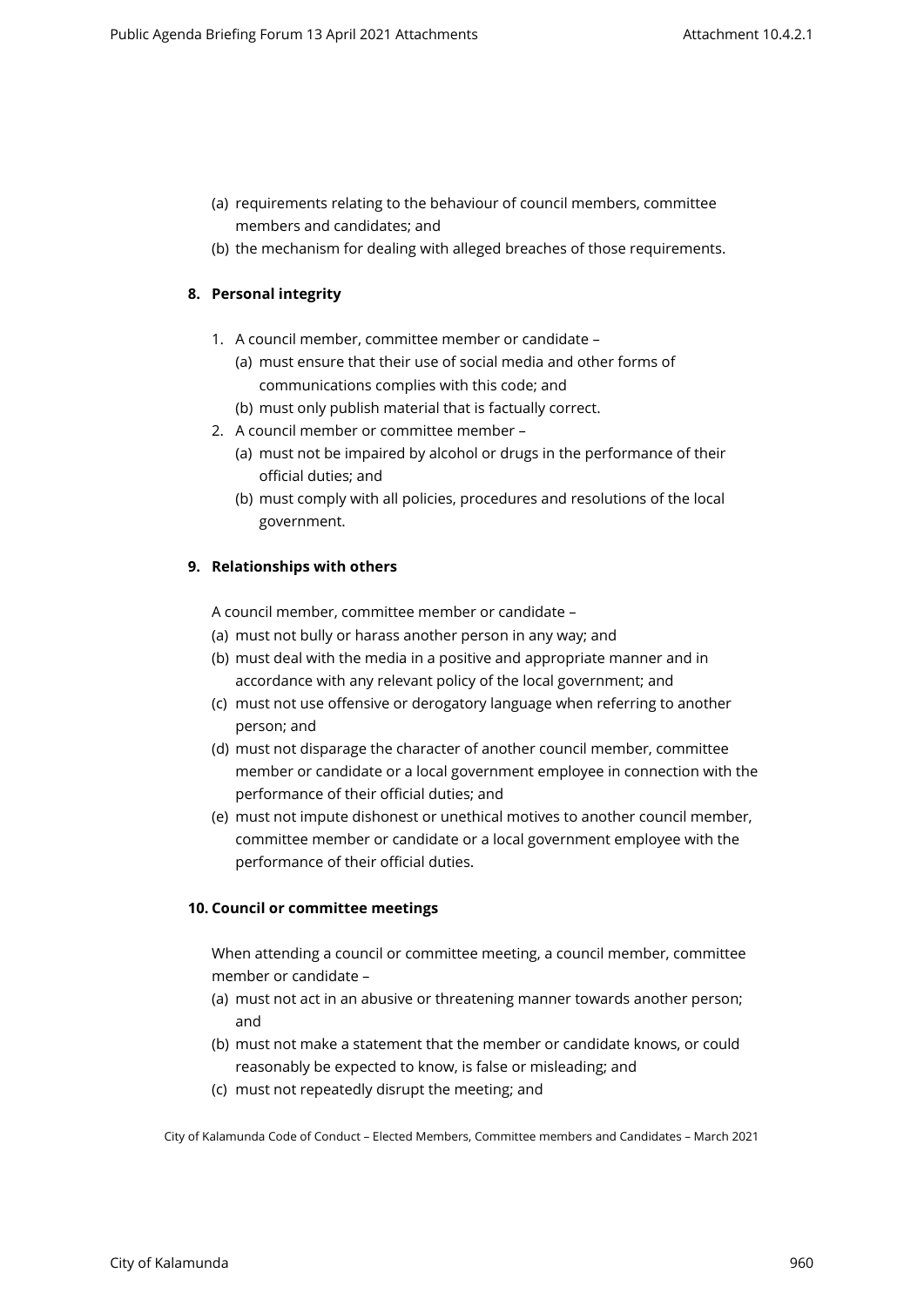(a) requirements relating to the behaviour of council members, committee members and candidates; and
(b) the mechanism for dealing with alleged breaches of those requirements.

**8. Personal integrity**

1. A council member, committee member or candidate –
   (a) must ensure that their use of social media and other forms of communications complies with this code; and
   (b) must only publish material that is factually correct.
2. A council member or committee member –
   (a) must not be impaired by alcohol or drugs in the performance of their official duties; and
   (b) must comply with all policies, procedures and resolutions of the local government.

**9. Relationships with others**

A council member, committee member or candidate –

(a) must not bully or harass another person in any way; and
(b) must deal with the media in a positive and appropriate manner and in accordance with any relevant policy of the local government; and
(c) must not use offensive or derogatory language when referring to another person; and
(d) must not disparage the character of another council member, committee member or candidate or a local government employee in connection with the performance of their official duties; and
(e) must not impute dishonest or unethical motives to another council member, committee member or candidate or a local government employee with the performance of their official duties.

**10. Council or committee meetings**

When attending a council or committee meeting, a council member, committee member or candidate –

(a) must not act in an abusive or threatening manner towards another person; and
(b) must not make a statement that the member or candidate knows, or could reasonably be expected to know, is false or misleading; and
(c) must not repeatedly disrupt the meeting; and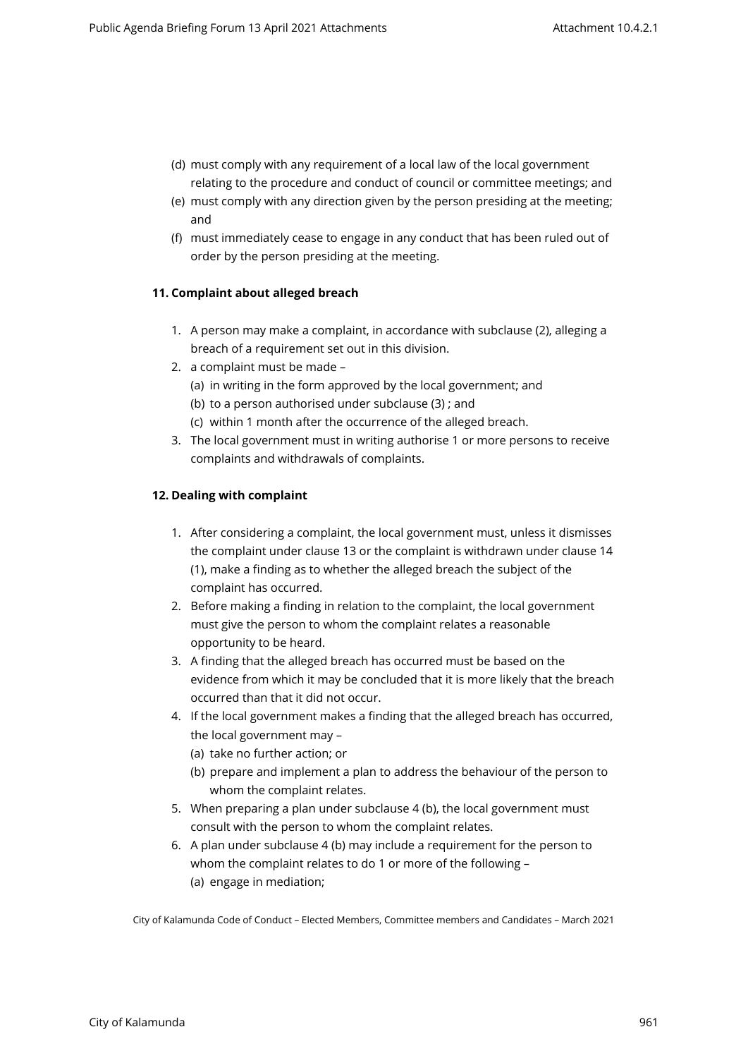(d) must comply with any requirement of a local law of the local government relating to the procedure and conduct of council or committee meetings; and

(e) must comply with any direction given by the person presiding at the meeting; and

(f) must immediately cease to engage in any conduct that has been ruled out of order by the person presiding at the meeting.

**11. Complaint about alleged breach**

1. A person may make a complaint, in accordance with subclause (2), alleging a breach of a requirement set out in this division.
2. a complaint must be made –
   (a) in writing in the form approved by the local government; and
   (b) to a person authorised under subclause (3) ; and
   (c) within 1 month after the occurrence of the alleged breach.
3. The local government must in writing authorise 1 or more persons to receive complaints and withdrawals of complaints.

**12. Dealing with complaint**

1. After considering a complaint, the local government must, unless it dismisses the complaint under clause 13 or the complaint is withdrawn under clause 14 (1), make a finding as to whether the alleged breach the subject of the complaint has occurred.
2. Before making a finding in relation to the complaint, the local government must give the person to whom the complaint relates a reasonable opportunity to be heard.
3. A finding that the alleged breach has occurred must be based on the evidence from which it may be concluded that it is more likely that the breach occurred than that it did not occur.
4. If the local government makes a finding that the alleged breach has occurred, the local government may –
   (a) take no further action; or
   (b) prepare and implement a plan to address the behaviour of the person to whom the complaint relates.
5. When preparing a plan under subclause 4 (b), the local government must consult with the person to whom the complaint relates.
6. A plan under subclause 4 (b) may include a requirement for the person to whom the complaint relates to do 1 or more of the following –
   (a) engage in mediation;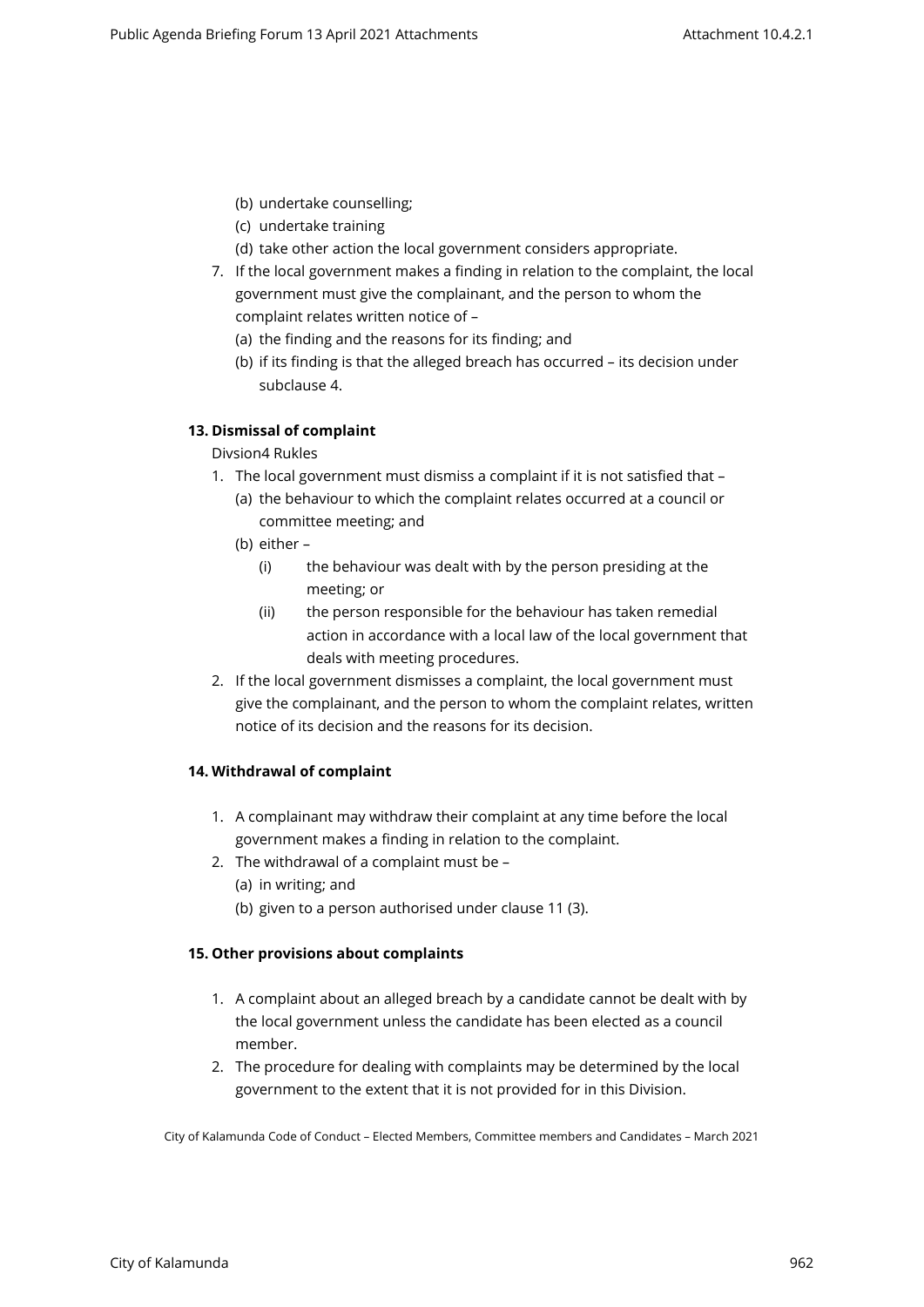(b) undertake counselling;
(c) undertake training
(d) take other action the local government considers appropriate.

7. If the local government makes a finding in relation to the complaint, the local government must give the complainant, and the person to whom the complaint relates written notice of –
   (a) the finding and the reasons for its finding; and
   (b) if its finding is that the alleged breach has occurred – its decision under subclause 4.

**13. Dismissal of complaint**

Divsion4 Rukles

1. The local government must dismiss a complaint if it is not satisfied that –
   (a) the behaviour to which the complaint relates occurred at a council or committee meeting; and
   (b) either –
      (i) the behaviour was dealt with by the person presiding at the meeting; or
      (ii) the person responsible for the behaviour has taken remedial action in accordance with a local law of the local government that deals with meeting procedures.
2. If the local government dismisses a complaint, the local government must give the complainant, and the person to whom the complaint relates, written notice of its decision and the reasons for its decision.

**14. Withdrawal of complaint**

1. A complainant may withdraw their complaint at any time before the local government makes a finding in relation to the complaint.
2. The withdrawal of a complaint must be –
   (a) in writing; and
   (b) given to a person authorised under clause 11 (3).

**15. Other provisions about complaints**

1. A complaint about an alleged breach by a candidate cannot be dealt with by the local government unless the candidate has been elected as a council member.
2. The procedure for dealing with complaints may be determined by the local government to the extent that it is not provided for in this Division.

City of Kalamunda Code of Conduct – Elected Members, Committee members and Candidates – March 2021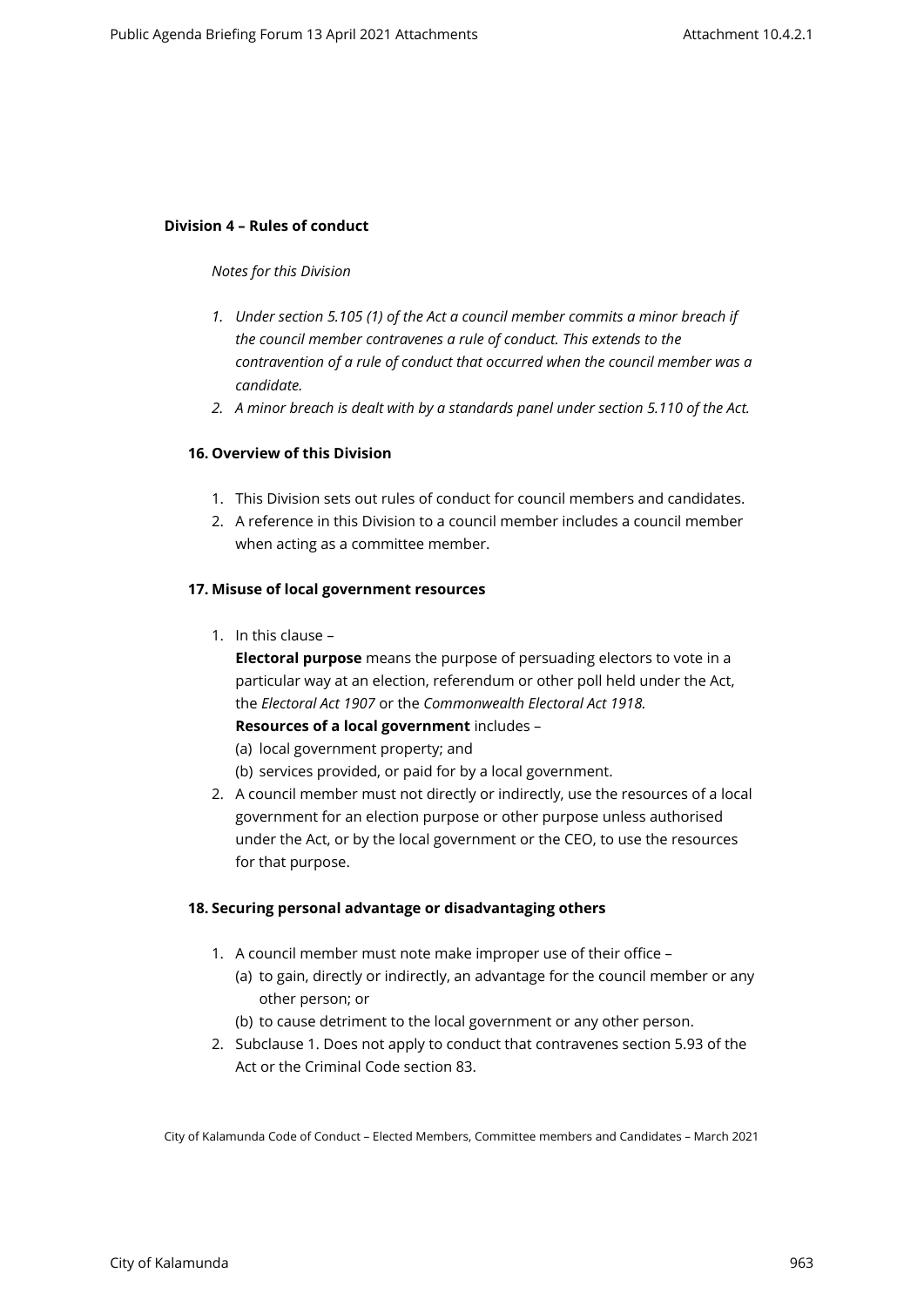## Division 4 – Rules of conduct

*Notes for this Division*

1. *Under section 5.105 (1) of the Act a council member commits a minor breach if the council member contravenes a rule of conduct. This extends to the contravention of a rule of conduct that occurred when the council member was a candidate.*
2. *A minor breach is dealt with by a standards panel under section 5.110 of the Act.*

### 16. Overview of this Division

1. This Division sets out rules of conduct for council members and candidates.
2. A reference in this Division to a council member includes a council member when acting as a committee member.

### 17. Misuse of local government resources

1. In this clause –

   **Electoral purpose** means the purpose of persuading electors to vote in a particular way at an election, referendum or other poll held under the Act, the *Electoral Act 1907* or the *Commonwealth Electoral Act 1918.*

   **Resources of a local government** includes –

   (a) local government property; and

   (b) services provided, or paid for by a local government.
2. A council member must not directly or indirectly, use the resources of a local government for an election purpose or other purpose unless authorised under the Act, or by the local government or the CEO, to use the resources for that purpose.

### 18. Securing personal advantage or disadvantaging others

1. A council member must note make improper use of their office –

   (a) to gain, directly or indirectly, an advantage for the council member or any other person; or

   (b) to cause detriment to the local government or any other person.
2. Subclause 1. Does not apply to conduct that contravenes section 5.93 of the Act or the Criminal Code section 83.

City of Kalamunda Code of Conduct – Elected Members, Committee members and Candidates – March 2021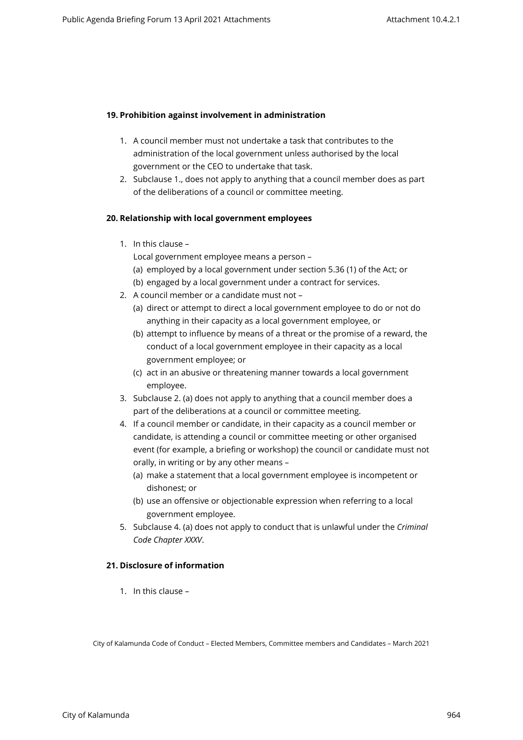**19. Prohibition against involvement in administration**

1. A council member must not undertake a task that contributes to the administration of the local government unless authorised by the local government or the CEO to undertake that task.
2. Subclause 1., does not apply to anything that a council member does as part of the deliberations of a council or committee meeting.

**20. Relationship with local government employees**

1. In this clause –

   Local government employee means a person –

   (a) employed by a local government under section 5.36 (1) of the Act; or

   (b) engaged by a local government under a contract for services.
2. A council member or a candidate must not –

   (a) direct or attempt to direct a local government employee to do or not do anything in their capacity as a local government employee, or

   (b) attempt to influence by means of a threat or the promise of a reward, the conduct of a local government employee in their capacity as a local government employee; or

   (c) act in an abusive or threatening manner towards a local government employee.
3. Subclause 2. (a) does not apply to anything that a council member does a part of the deliberations at a council or committee meeting.
4. If a council member or candidate, in their capacity as a council member or candidate, is attending a council or committee meeting or other organised event (for example, a briefing or workshop) the council or candidate must not orally, in writing or by any other means –

   (a) make a statement that a local government employee is incompetent or dishonest; or

   (b) use an offensive or objectionable expression when referring to a local government employee.
5. Subclause 4. (a) does not apply to conduct that is unlawful under the *Criminal Code Chapter XXXV*.

**21. Disclosure of information**

1. In this clause –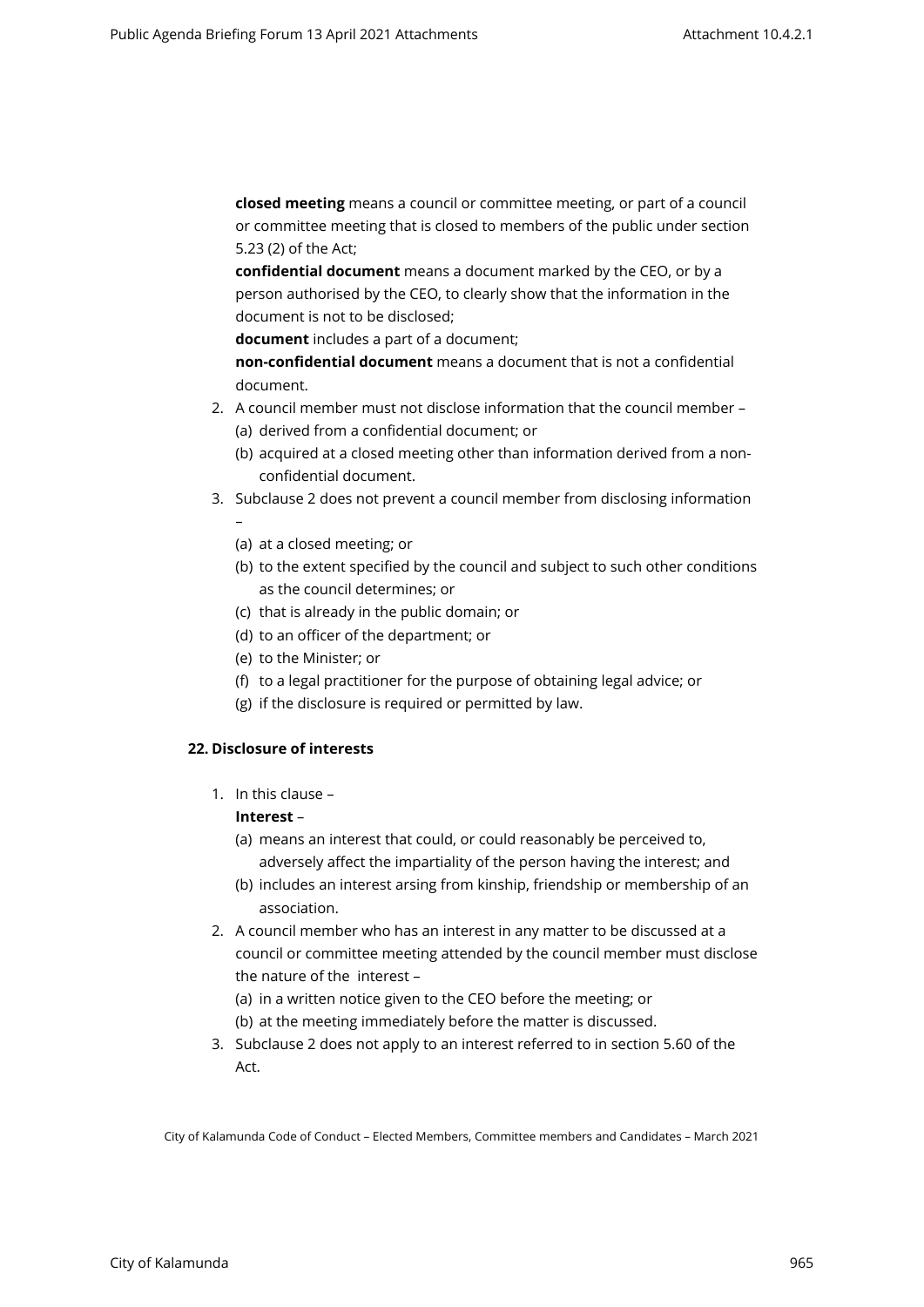**closed meeting** means a council or committee meeting, or part of a council or committee meeting that is closed to members of the public under section 5.23 (2) of the Act;

**confidential document** means a document marked by the CEO, or by a person authorised by the CEO, to clearly show that the information in the document is not to be disclosed;

**document** includes a part of a document;

**non-confidential document** means a document that is not a confidential document.

2. A council member must not disclose information that the council member –
   (a) derived from a confidential document; or
   (b) acquired at a closed meeting other than information derived from a non-confidential document.
3. Subclause 2 does not prevent a council member from disclosing information –
   (a) at a closed meeting; or
   (b) to the extent specified by the council and subject to such other conditions as the council determines; or
   (c) that is already in the public domain; or
   (d) to an officer of the department; or
   (e) to the Minister; or
   (f) to a legal practitioner for the purpose of obtaining legal advice; or
   (g) if the disclosure is required or permitted by law.

### 22. Disclosure of interests

1. In this clause –

   **Interest** –
   (a) means an interest that could, or could reasonably be perceived to, adversely affect the impartiality of the person having the interest; and
   (b) includes an interest arsing from kinship, friendship or membership of an association.
2. A council member who has an interest in any matter to be discussed at a council or committee meeting attended by the council member must disclose the nature of the interest –
   (a) in a written notice given to the CEO before the meeting; or
   (b) at the meeting immediately before the matter is discussed.
3. Subclause 2 does not apply to an interest referred to in section 5.60 of the Act.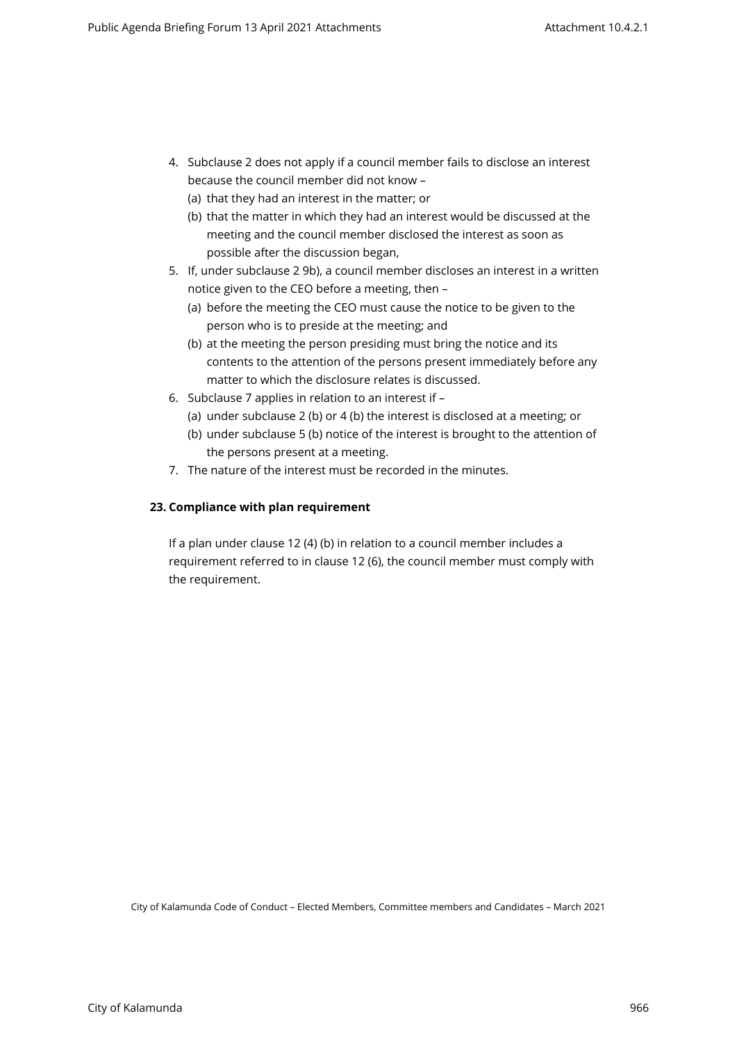4. Subclause 2 does not apply if a council member fails to disclose an interest because the council member did not know –
   (a) that they had an interest in the matter; or
   (b) that the matter in which they had an interest would be discussed at the meeting and the council member disclosed the interest as soon as possible after the discussion began,
5. If, under subclause 2 9b), a council member discloses an interest in a written notice given to the CEO before a meeting, then –
   (a) before the meeting the CEO must cause the notice to be given to the person who is to preside at the meeting; and
   (b) at the meeting the person presiding must bring the notice and its contents to the attention of the persons present immediately before any matter to which the disclosure relates is discussed.
6. Subclause 7 applies in relation to an interest if –
   (a) under subclause 2 (b) or 4 (b) the interest is disclosed at a meeting; or
   (b) under subclause 5 (b) notice of the interest is brought to the attention of the persons present at a meeting.
7. The nature of the interest must be recorded in the minutes.

**23. Compliance with plan requirement**

If a plan under clause 12 (4) (b) in relation to a council member includes a requirement referred to in clause 12 (6), the council member must comply with the requirement.

City of Kalamunda Code of Conduct – Elected Members, Committee members and Candidates – March 2021